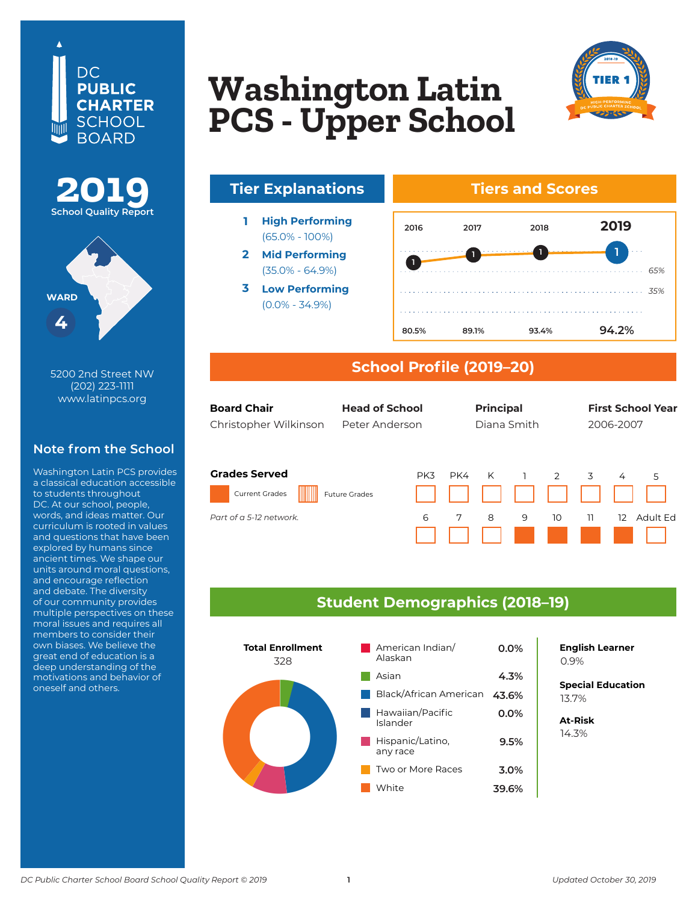DC PUBLIC CHARTER SCHOOL BOARD

# Washington Latin PCS - Upper School

TIER 1 — 2018-19 HIGH-PERFORMING DC PUBLIC CHARTER SCHOOL

**2019** School Quality Report

WARD 4

5200 2nd Street NW
(202) 223-1111
www.latinpcs.org

## Note from the School

Washington Latin PCS provides a classical education accessible to students throughout DC. At our school, people, words, and ideas matter. Our curriculum is rooted in values and questions that have been explored by humans since ancient times. We shape our units around moral questions, and encourage reflection and debate. The diversity of our community provides multiple perspectives on these moral issues and requires all members to consider their own biases. We believe the great end of education is a deep understanding of the motivations and behavior of oneself and others.

## Tier Explanations

1. **High Performing** (65.0% - 100%)
2. **Mid Performing** (35.0% - 64.9%)
3. **Low Performing** (0.0% - 34.9%)

## Tiers and Scores

| | 2016 | 2017 | 2018 | 2019 |
|---|---|---|---|---|
| Tier | 1 | 1 | 1 | 1 |
| Score | 80.5% | 89.1% | 93.4% | 94.2% |

## School Profile (2019–20)

| Board Chair | Head of School | Principal | First School Year |
|---|---|---|---|
| Christopher Wilkinson | Peter Anderson | Diana Smith | 2006-2007 |

**Grades Served**

Current Grades: 9, 10, 11, 12

*Part of a 5-12 network.*

## Student Demographics (2018–19)

**Total Enrollment**
328

| Race/Ethnicity | Percent |
|---|---|
| American Indian/Alaskan | 0.0% |
| Asian | 4.3% |
| Black/African American | 43.6% |
| Hawaiian/Pacific Islander | 0.0% |
| Hispanic/Latino, any race | 9.5% |
| Two or More Races | 3.0% |
| White | 39.6% |

**English Learner**
0.9%

**Special Education**
13.7%

**At-Risk**
14.3%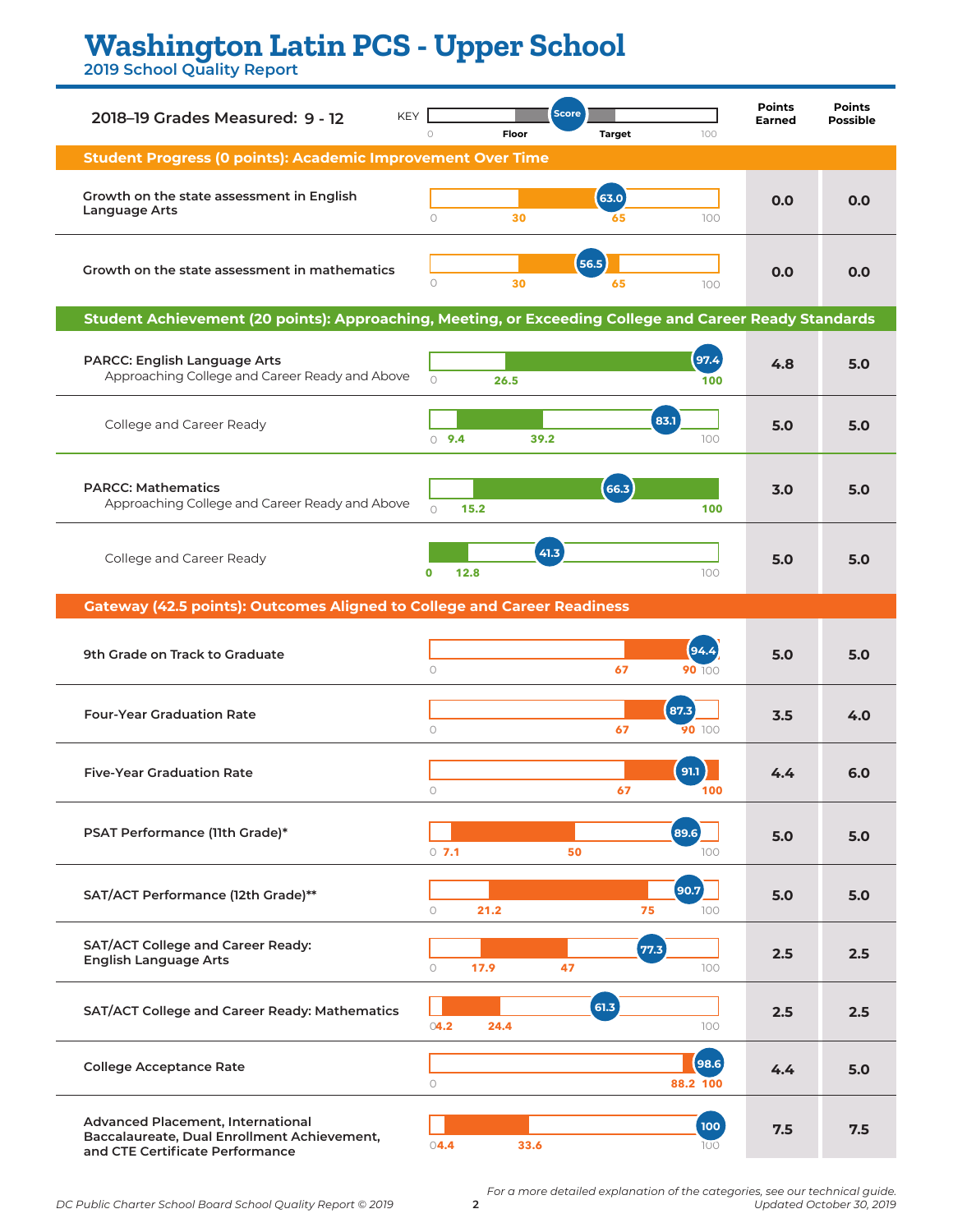# Washington Latin PCS - Upper School

2019 School Quality Report

**2018–19 Grades Measured: 9 - 12**

KEY: 0 — Floor — Score — Target — 100

| Measure | Score | Floor | Target | Points Earned | Points Possible |
|---|---|---|---|---|---|
| **Student Progress (0 points): Academic Improvement Over Time** | | | | | |
| Growth on the state assessment in English Language Arts | 63.0 | 30 | 65 | 0.0 | 0.0 |
| Growth on the state assessment in mathematics | 56.5 | 30 | 65 | 0.0 | 0.0 |
| **Student Achievement (20 points): Approaching, Meeting, or Exceeding College and Career Ready Standards** | | | | | |
| PARCC: English Language Arts — Approaching College and Career Ready and Above | 97.4 | 26.5 | 100 | 4.8 | 5.0 |
| College and Career Ready | 83.1 | 9.4 | 39.2 | 5.0 | 5.0 |
| PARCC: Mathematics — Approaching College and Career Ready and Above | 66.3 | 15.2 | 100 | 3.0 | 5.0 |
| College and Career Ready | 41.3 | 0 | 12.8 | 5.0 | 5.0 |
| **Gateway (42.5 points): Outcomes Aligned to College and Career Readiness** | | | | | |
| 9th Grade on Track to Graduate | 94.4 | 67 | 90 | 5.0 | 5.0 |
| Four-Year Graduation Rate | 87.3 | 67 | 90 | 3.5 | 4.0 |
| Five-Year Graduation Rate | 91.1 | 67 | 100 | 4.4 | 6.0 |
| PSAT Performance (11th Grade)* | 89.6 | 7.1 | 50 | 5.0 | 5.0 |
| SAT/ACT Performance (12th Grade)** | 90.7 | 21.2 | 75 | 5.0 | 5.0 |
| SAT/ACT College and Career Ready: English Language Arts | 77.3 | 17.9 | 47 | 2.5 | 2.5 |
| SAT/ACT College and Career Ready: Mathematics | 61.3 | 4.2 | 24.4 | 2.5 | 2.5 |
| College Acceptance Rate | 98.6 | 88.2 | 100 | 4.4 | 5.0 |
| Advanced Placement, International Baccalaureate, Dual Enrollment Achievement, and CTE Certificate Performance | 100 | 4.4 | 33.6 | 7.5 | 7.5 |

*For a more detailed explanation of the categories, see our technical guide.*

*Updated October 30, 2019*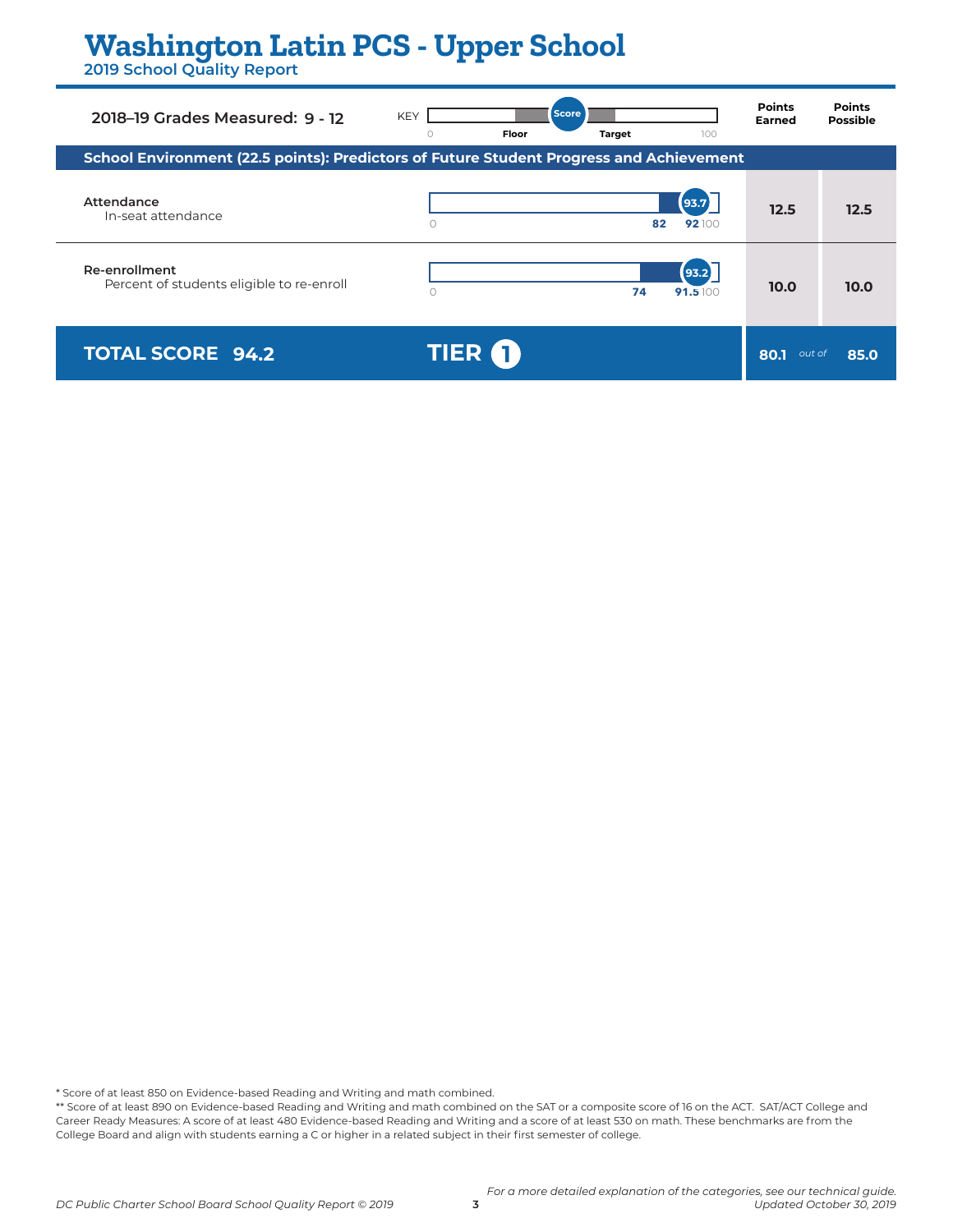# Washington Latin PCS - Upper School

**2019 School Quality Report**

| 2018–19 Grades Measured: 9 - 12 | KEY: 0 Floor Score Target 100 | Points Earned | Points Possible |
|---|---|---|---|
| **School Environment (22.5 points): Predictors of Future Student Progress and Achievement** | | | |
| **Attendance** In-seat attendance | 0 82 93.7 92 100 | 12.5 | 12.5 |
| **Re-enrollment** Percent of students eligible to re-enroll | 0 74 93.2 91.5 100 | 10.0 | 10.0 |
| **TOTAL SCORE 94.2** | **TIER 1** | 80.1 *out of* | 85.0 |

\* Score of at least 850 on Evidence-based Reading and Writing and math combined.

\*\* Score of at least 890 on Evidence-based Reading and Writing and math combined on the SAT or a composite score of 16 on the ACT. SAT/ACT College and Career Ready Measures: A score of at least 480 Evidence-based Reading and Writing and a score of at least 530 on math. These benchmarks are from the College Board and align with students earning a C or higher in a related subject in their first semester of college.

*For a more detailed explanation of the categories, see our technical guide.*
*Updated October 30, 2019*